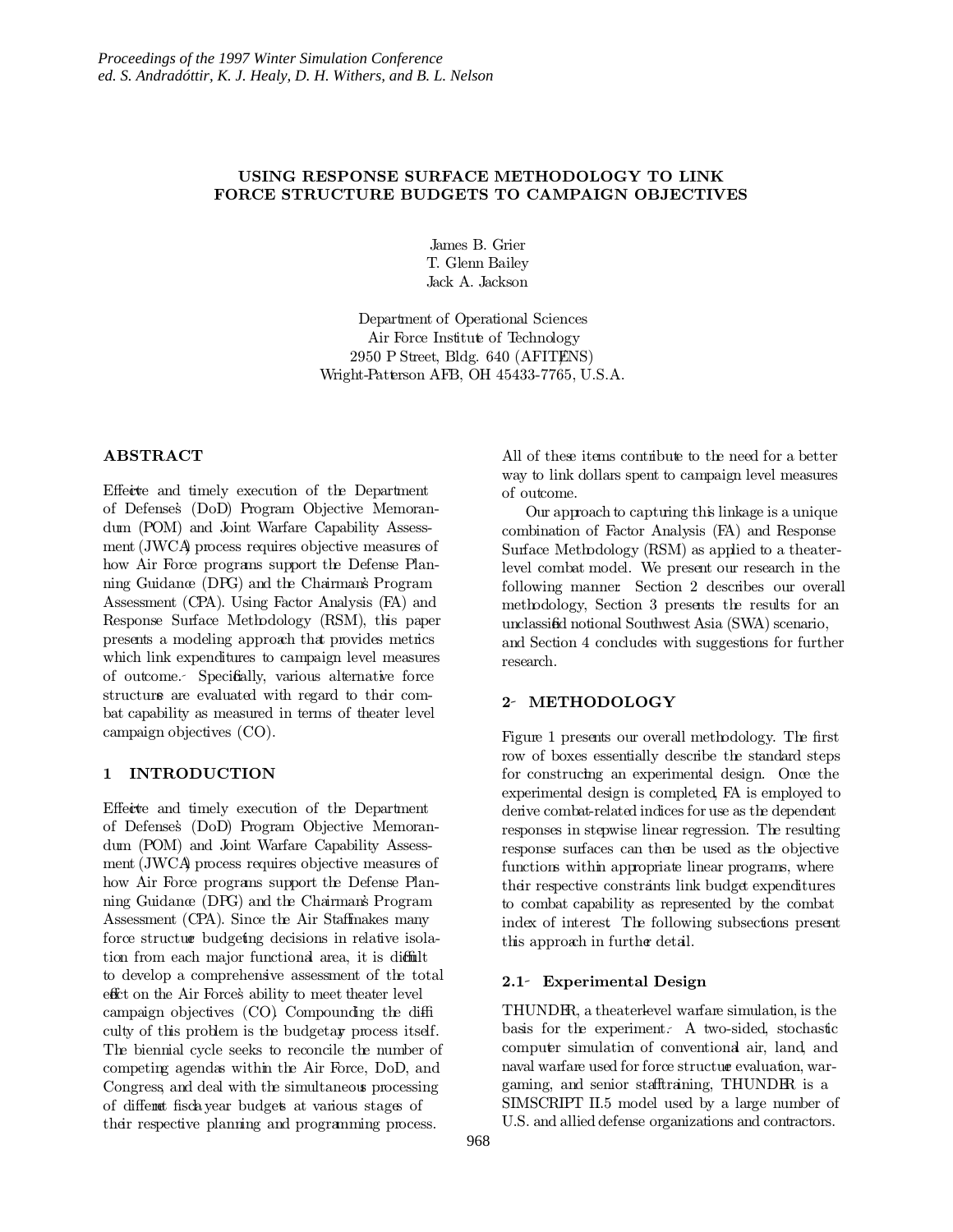# USING RESPONSE SURFACE METHODOLOGY TO LINK FORCE STRUCTURE BUDGETS TO CAMPAIGN OBJECTIVES

James B. Grier
T. Glenn Bailey
Jack A. Jackson

Department of Operational Sciences
Air Force Institute of Technology
2950 P Street, Bldg. 640 (AFIT/ENS)
Wright-Patterson AFB, OH 45433-7765, U.S.A.

## ABSTRACT

Effective and timely execution of the Department of Defense's (DoD) Program Objective Memorandum (POM) and Joint Warfare Capability Assessment (JWCA) process requires objective measures of how Air Force programs support the Defense Planning Guidance (DPG) and the Chairman's Program Assessment (CPA). Using Factor Analysis (FA) and Response Surface Methodology (RSM), this paper presents a modeling approach that provides metrics which link expenditures to campaign level measures of outcome. Specifically, various alternative force structures are evaluated with regard to their combat capability as measured in terms of theater level campaign objectives (CO).

## 1 INTRODUCTION

Effective and timely execution of the Department of Defense's (DoD) Program Objective Memorandum (POM) and Joint Warfare Capability Assessment (JWCA) process requires objective measures of how Air Force programs support the Defense Planning Guidance (DPG) and the Chairman's Program Assessment (CPA). Since the Air Staff makes many force structure budgeting decisions in relative isolation from each major functional area, it is difficult to develop a comprehensive assessment of the total effect on the Air Force's ability to meet theater level campaign objectives (CO). Compounding the difficulty of this problem is the budgetary process itself. The biennial cycle seeks to reconcile the number of competing agendas within the Air Force, DoD, and Congress, and deal with the simultaneous processing of different fiscal year budgets at various stages of their respective planning and programming process. All of these items contribute to the need for a better way to link dollars spent to campaign level measures of outcome.

Our approach to capturing this linkage is a unique combination of Factor Analysis (FA) and Response Surface Methodology (RSM) as applied to a theater-level combat model. We present our research in the following manner. Section 2 describes our overall methodology, Section 3 presents the results for an unclassified notional Southwest Asia (SWA) scenario, and Section 4 concludes with suggestions for further research.

## 2 METHODOLOGY

Figure 1 presents our overall methodology. The first row of boxes essentially describe the standard steps for constructing an experimental design. Once the experimental design is completed, FA is employed to derive combat-related indices for use as the dependent responses in stepwise linear regression. The resulting response surfaces can then be used as the objective functions within appropriate linear programs, where their respective constraints link budget expenditures to combat capability as represented by the combat index of interest. The following subsections present this approach in further detail.

### 2.1 Experimental Design

THUNDER, a theater-level warfare simulation, is the basis for the experiment. A two-sided, stochastic computer simulation of conventional air, land, and naval warfare used for force structure evaluation, wargaming, and senior staff training, THUNDER is a SIMSCRIPT II.5 model used by a large number of U.S. and allied defense organizations and contractors.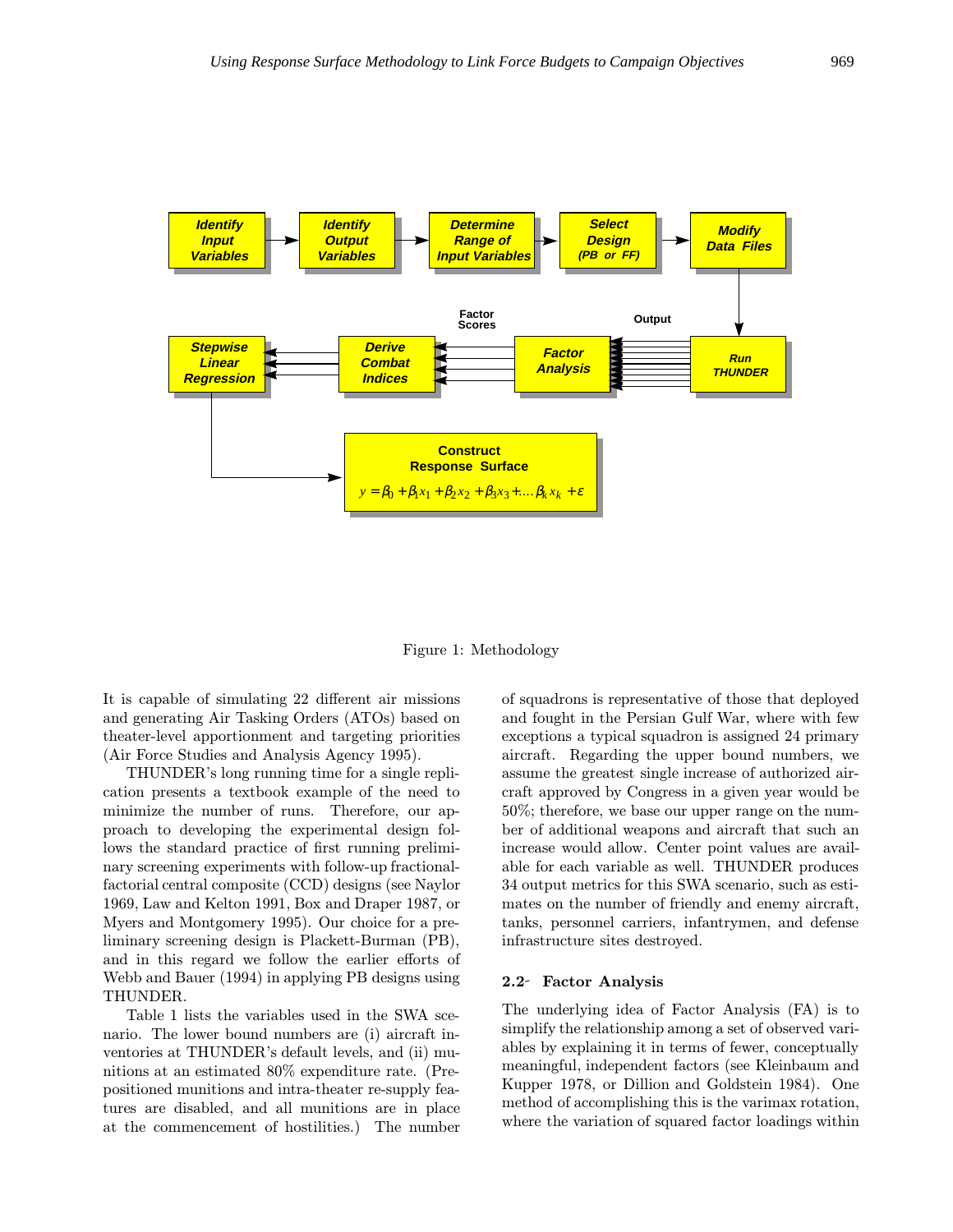Figure 1: Methodology

It is capable of simulating 22 different air missions and generating Air Tasking Orders (ATOs) based on theater-level apportionment and targeting priorities (Air Force Studies and Analysis Agency 1995).

THUNDER's long running time for a single replication presents a textbook example of the need to minimize the number of runs. Therefore, our approach to developing the experimental design follows the standard practice of first running preliminary screening experiments with follow-up fractional-factorial central composite (CCD) designs (see Naylor 1969, Law and Kelton 1991, Box and Draper 1987, or Myers and Montgomery 1995). Our choice for a preliminary screening design is Plackett-Burman (PB), and in this regard we follow the earlier efforts of Webb and Bauer (1994) in applying PB designs using THUNDER.

Table 1 lists the variables used in the SWA scenario. The lower bound numbers are (i) aircraft inventories at THUNDER's default levels, and (ii) munitions at an estimated 80% expenditure rate. (Prepositioned munitions and intra-theater re-supply features are disabled, and all munitions are in place at the commencement of hostilities.) The number of squadrons is representative of those that deployed and fought in the Persian Gulf War, where with few exceptions a typical squadron is assigned 24 primary aircraft. Regarding the upper bound numbers, we assume the greatest single increase of authorized aircraft approved by Congress in a given year would be 50%; therefore, we base our upper range on the number of additional weapons and aircraft that such an increase would allow. Center point values are available for each variable as well. THUNDER produces 34 output metrics for this SWA scenario, such as estimates on the number of friendly and enemy aircraft, tanks, personnel carriers, infantrymen, and defense infrastructure sites destroyed.

## 2.2 Factor Analysis

The underlying idea of Factor Analysis (FA) is to simplify the relationship among a set of observed variables by explaining it in terms of fewer, conceptually meaningful, independent factors (see Kleinbaum and Kupper 1978, or Dillion and Goldstein 1984). One method of accomplishing this is the varimax rotation, where the variation of squared factor loadings within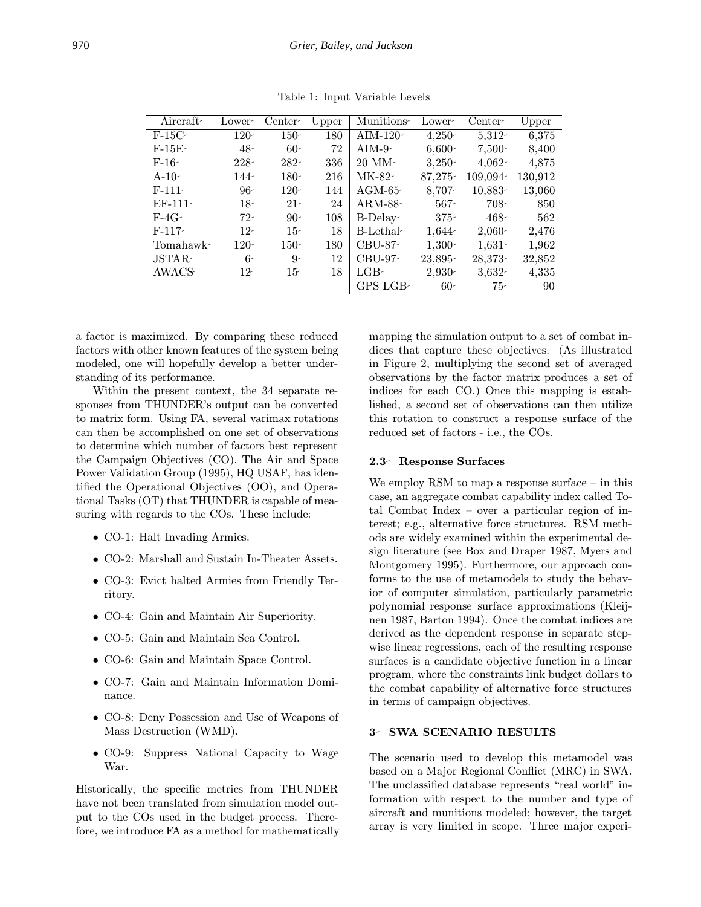Table 1: Input Variable Levels

| Aircraft | Lower | Center | Upper | Munitions | Lower | Center | Upper |
|---|---|---|---|---|---|---|---|
| F-15C | 120 | 150 | 180 | AIM-120 | 4,250 | 5,312 | 6,375 |
| F-15E | 48 | 60 | 72 | AIM-9 | 6,600 | 7,500 | 8,400 |
| F-16 | 228 | 282 | 336 | 20 MM | 3,250 | 4,062 | 4,875 |
| A-10 | 144 | 180 | 216 | MK-82 | 87,275 | 109,094 | 130,912 |
| F-111 | 96 | 120 | 144 | AGM-65 | 8,707 | 10,883 | 13,060 |
| EF-111 | 18 | 21 | 24 | ARM-88 | 567 | 708 | 850 |
| F-4G | 72 | 90 | 108 | B-Delay | 375 | 468 | 562 |
| F-117 | 12 | 15 | 18 | B-Lethal | 1,644 | 2,060 | 2,476 |
| Tomahawk | 120 | 150 | 180 | CBU-87 | 1,300 | 1,631 | 1,962 |
| JSTAR | 6 | 9 | 12 | CBU-97 | 23,895 | 28,373 | 32,852 |
| AWACS | 12 | 15 | 18 | LGB | 2,930 | 3,632 | 4,335 |
| | | | | GPS LGB | 60 | 75 | 90 |

a factor is maximized. By comparing these reduced factors with other known features of the system being modeled, one will hopefully develop a better understanding of its performance.

Within the present context, the 34 separate responses from THUNDER's output can be converted to matrix form. Using FA, several varimax rotations can then be accomplished on one set of observations to determine which number of factors best represent the Campaign Objectives (CO). The Air and Space Power Validation Group (1995), HQ USAF, has identified the Operational Objectives (OO), and Operational Tasks (OT) that THUNDER is capable of measuring with regards to the COs. These include:

- CO-1: Halt Invading Armies.
- CO-2: Marshall and Sustain In-Theater Assets.
- CO-3: Evict halted Armies from Friendly Territory.
- CO-4: Gain and Maintain Air Superiority.
- CO-5: Gain and Maintain Sea Control.
- CO-6: Gain and Maintain Space Control.
- CO-7: Gain and Maintain Information Dominance.
- CO-8: Deny Possession and Use of Weapons of Mass Destruction (WMD).
- CO-9: Suppress National Capacity to Wage War.

Historically, the specific metrics from THUNDER have not been translated from simulation model output to the COs used in the budget process. Therefore, we introduce FA as a method for mathematically mapping the simulation output to a set of combat indices that capture these objectives. (As illustrated in Figure 2, multiplying the second set of averaged observations by the factor matrix produces a set of indices for each CO.) Once this mapping is established, a second set of observations can then utilize this rotation to construct a response surface of the reduced set of factors - i.e., the COs.

### 2.3 Response Surfaces

We employ RSM to map a response surface – in this case, an aggregate combat capability index called Total Combat Index – over a particular region of interest; e.g., alternative force structures. RSM methods are widely examined within the experimental design literature (see Box and Draper 1987, Myers and Montgomery 1995). Furthermore, our approach conforms to the use of metamodels to study the behavior of computer simulation, particularly parametric polynomial response surface approximations (Kleijnen 1987, Barton 1994). Once the combat indices are derived as the dependent response in separate stepwise linear regressions, each of the resulting response surfaces is a candidate objective function in a linear program, where the constraints link budget dollars to the combat capability of alternative force structures in terms of campaign objectives.

## 3 SWA SCENARIO RESULTS

The scenario used to develop this metamodel was based on a Major Regional Conflict (MRC) in SWA. The unclassified database represents "real world" information with respect to the number and type of aircraft and munitions modeled; however, the target array is very limited in scope. Three major experi-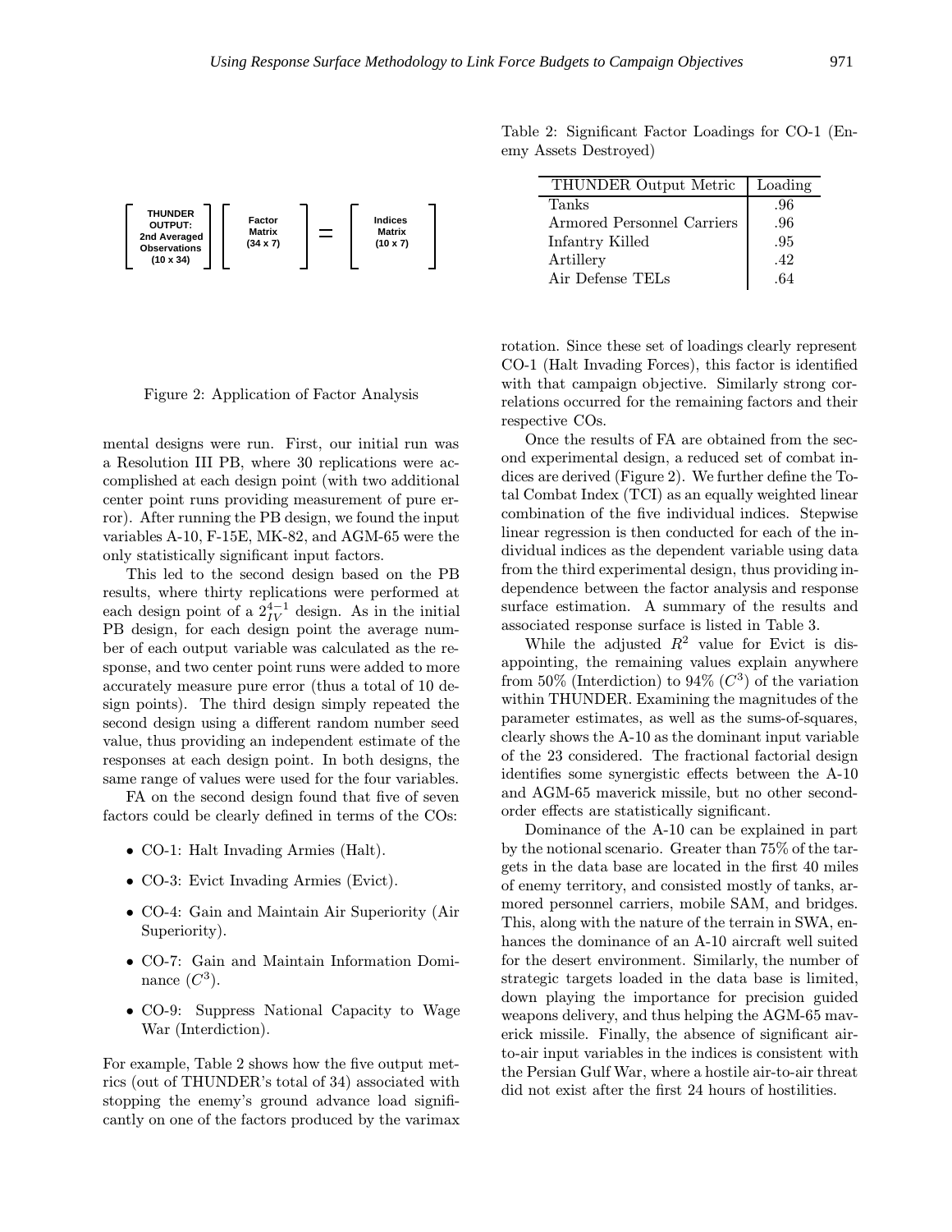$$\begin{bmatrix} \text{THUNDER} \\ \text{OUTPUT:} \\ \text{2nd Averaged} \\ \text{Observations} \\ (10 \times 34) \end{bmatrix} \begin{bmatrix} \text{Factor} \\ \text{Matrix} \\ (34 \times 7) \end{bmatrix} = \begin{bmatrix} \text{Indices} \\ \text{Matrix} \\ (10 \times 7) \end{bmatrix}$$

Figure 2: Application of Factor Analysis

mental designs were run. First, our initial run was a Resolution III PB, where 30 replications were accomplished at each design point (with two additional center point runs providing measurement of pure error). After running the PB design, we found the input variables A-10, F-15E, MK-82, and AGM-65 were the only statistically significant input factors.

This led to the second design based on the PB results, where thirty replications were performed at each design point of a $2_{IV}^{4-1}$ design. As in the initial PB design, for each design point the average number of each output variable was calculated as the response, and two center point runs were added to more accurately measure pure error (thus a total of 10 design points). The third design simply repeated the second design using a different random number seed value, thus providing an independent estimate of the responses at each design point. In both designs, the same range of values were used for the four variables.

FA on the second design found that five of seven factors could be clearly defined in terms of the COs:

- CO-1: Halt Invading Armies (Halt).
- CO-3: Evict Invading Armies (Evict).
- CO-4: Gain and Maintain Air Superiority (Air Superiority).
- CO-7: Gain and Maintain Information Dominance ($C^3$).
- CO-9: Suppress National Capacity to Wage War (Interdiction).

For example, Table 2 shows how the five output metrics (out of THUNDER's total of 34) associated with stopping the enemy's ground advance load significantly on one of the factors produced by the varimax rotation. Since these set of loadings clearly represent CO-1 (Halt Invading Forces), this factor is identified with that campaign objective. Similarly strong correlations occurred for the remaining factors and their respective COs.

Table 2: Significant Factor Loadings for CO-1 (Enemy Assets Destroyed)

| THUNDER Output Metric | Loading |
|---|---|
| Tanks | .96 |
| Armored Personnel Carriers | .96 |
| Infantry Killed | .95 |
| Artillery | .42 |
| Air Defense TELs | .64 |

Once the results of FA are obtained from the second experimental design, a reduced set of combat indices are derived (Figure 2). We further define the Total Combat Index (TCI) as an equally weighted linear combination of the five individual indices. Stepwise linear regression is then conducted for each of the individual indices as the dependent variable using data from the third experimental design, thus providing independence between the factor analysis and response surface estimation. A summary of the results and associated response surface is listed in Table 3.

While the adjusted $R^2$ value for Evict is disappointing, the remaining values explain anywhere from 50% (Interdiction) to 94% ($C^3$) of the variation within THUNDER. Examining the magnitudes of the parameter estimates, as well as the sums-of-squares, clearly shows the A-10 as the dominant input variable of the 23 considered. The fractional factorial design identifies some synergistic effects between the A-10 and AGM-65 maverick missile, but no other second-order effects are statistically significant.

Dominance of the A-10 can be explained in part by the notional scenario. Greater than 75% of the targets in the data base are located in the first 40 miles of enemy territory, and consisted mostly of tanks, armored personnel carriers, mobile SAM, and bridges. This, along with the nature of the terrain in SWA, enhances the dominance of an A-10 aircraft well suited for the desert environment. Similarly, the number of strategic targets loaded in the data base is limited, down playing the importance for precision guided weapons delivery, and thus helping the AGM-65 maverick missile. Finally, the absence of significant air-to-air input variables in the indices is consistent with the Persian Gulf War, where a hostile air-to-air threat did not exist after the first 24 hours of hostilities.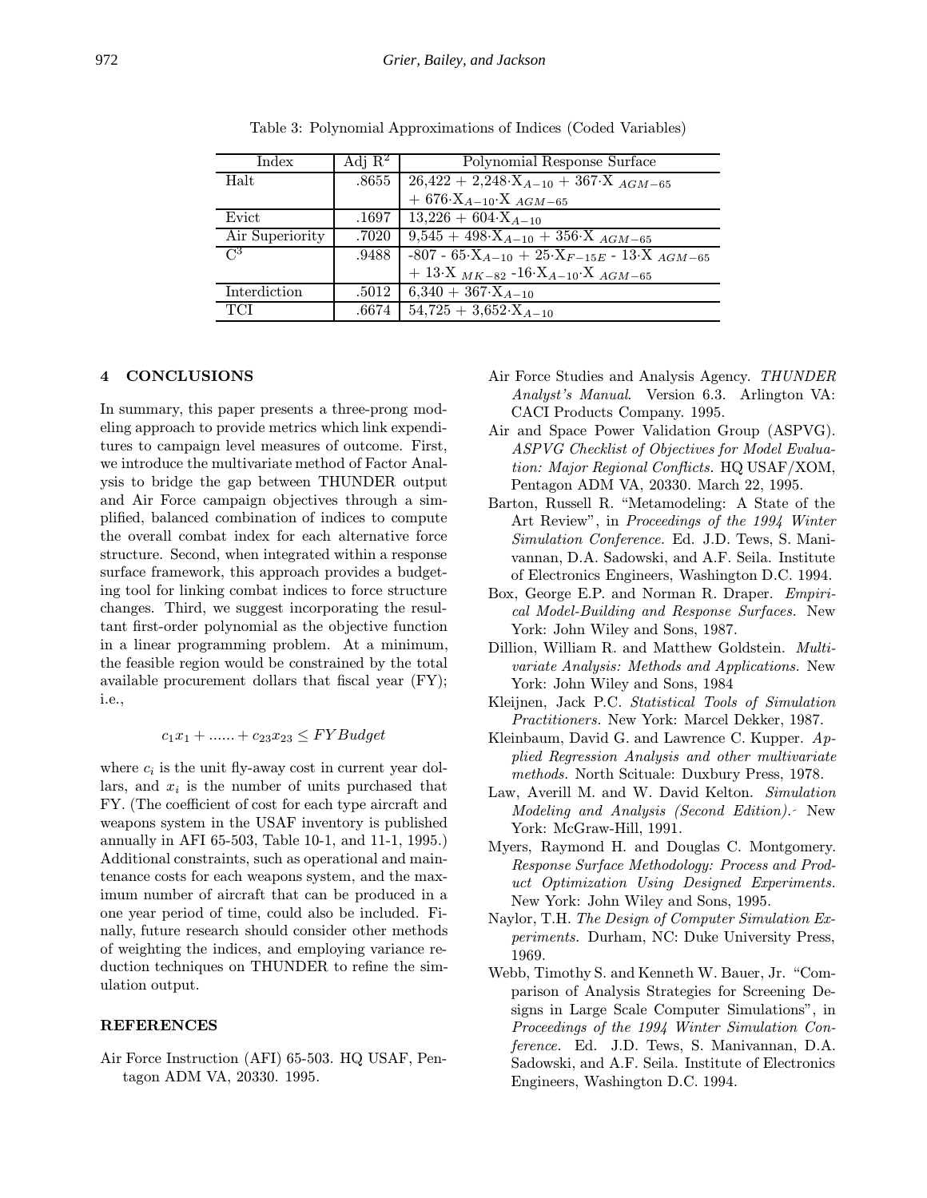Table 3: Polynomial Approximations of Indices (Coded Variables)

| Index | Adj $R^2$ | Polynomial Response Surface |
|---|---|---|
| Halt | .8655 | $26{,}422 + 2{,}248 \cdot X_{A-10} + 367 \cdot X_{AGM-65}$ $+ 676 \cdot X_{A-10} \cdot X_{AGM-65}$ |
| Evict | .1697 | $13{,}226 + 604 \cdot X_{A-10}$ |
| Air Superiority | .7020 | $9{,}545 + 498 \cdot X_{A-10} + 356 \cdot X_{AGM-65}$ |
| $C^3$ | .9488 | $-807 - 65 \cdot X_{A-10} + 25 \cdot X_{F-15E} - 13 \cdot X_{AGM-65}$ $+ 13 \cdot X_{MK-82} - 16 \cdot X_{A-10} \cdot X_{AGM-65}$ |
| Interdiction | .5012 | $6{,}340 + 367 \cdot X_{A-10}$ |
| TCI | .6674 | $54{,}725 + 3{,}652 \cdot X_{A-10}$ |

## 4 CONCLUSIONS

In summary, this paper presents a three-prong modeling approach to provide metrics which link expenditures to campaign level measures of outcome. First, we introduce the multivariate method of Factor Analysis to bridge the gap between THUNDER output and Air Force campaign objectives through a simplified, balanced combination of indices to compute the overall combat index for each alternative force structure. Second, when integrated within a response surface framework, this approach provides a budgeting tool for linking combat indices to force structure changes. Third, we suggest incorporating the resultant first-order polynomial as the objective function in a linear programming problem. At a minimum, the feasible region would be constrained by the total available procurement dollars that fiscal year (FY); i.e.,

$$c_1 x_1 + \ldots\ldots + c_{23} x_{23} \leq FY Budget$$

where $c_i$ is the unit fly-away cost in current year dollars, and $x_i$ is the number of units purchased that FY. (The coefficient of cost for each type aircraft and weapons system in the USAF inventory is published annually in AFI 65-503, Table 10-1, and 11-1, 1995.) Additional constraints, such as operational and maintenance costs for each weapons system, and the maximum number of aircraft that can be produced in a one year period of time, could also be included. Finally, future research should consider other methods of weighting the indices, and employing variance reduction techniques on THUNDER to refine the simulation output.

## REFERENCES

Air Force Instruction (AFI) 65-503. HQ USAF, Pentagon ADM VA, 20330. 1995.

Air Force Studies and Analysis Agency. *THUNDER Analyst's Manual*. Version 6.3. Arlington VA: CACI Products Company. 1995.

Air and Space Power Validation Group (ASPVG). *ASPVG Checklist of Objectives for Model Evaluation: Major Regional Conflicts.* HQ USAF/XOM, Pentagon ADM VA, 20330. March 22, 1995.

Barton, Russell R. "Metamodeling: A State of the Art Review", in *Proceedings of the 1994 Winter Simulation Conference.* Ed. J.D. Tews, S. Manivannan, D.A. Sadowski, and A.F. Seila. Institute of Electronics Engineers, Washington D.C. 1994.

Box, George E.P. and Norman R. Draper. *Empirical Model-Building and Response Surfaces.* New York: John Wiley and Sons, 1987.

Dillion, William R. and Matthew Goldstein. *Multivariate Analysis: Methods and Applications.* New York: John Wiley and Sons, 1984

Kleijnen, Jack P.C. *Statistical Tools of Simulation Practitioners.* New York: Marcel Dekker, 1987.

Kleinbaum, David G. and Lawrence C. Kupper. *Applied Regression Analysis and other multivariate methods.* North Scituale: Duxbury Press, 1978.

Law, Averill M. and W. David Kelton. *Simulation Modeling and Analysis (Second Edition).* New York: McGraw-Hill, 1991.

Myers, Raymond H. and Douglas C. Montgomery. *Response Surface Methodology: Process and Product Optimization Using Designed Experiments.* New York: John Wiley and Sons, 1995.

Naylor, T.H. *The Design of Computer Simulation Experiments.* Durham, NC: Duke University Press, 1969.

Webb, Timothy S. and Kenneth W. Bauer, Jr. "Comparison of Analysis Strategies for Screening Designs in Large Scale Computer Simulations", in *Proceedings of the 1994 Winter Simulation Conference.* Ed. J.D. Tews, S. Manivannan, D.A. Sadowski, and A.F. Seila. Institute of Electronics Engineers, Washington D.C. 1994.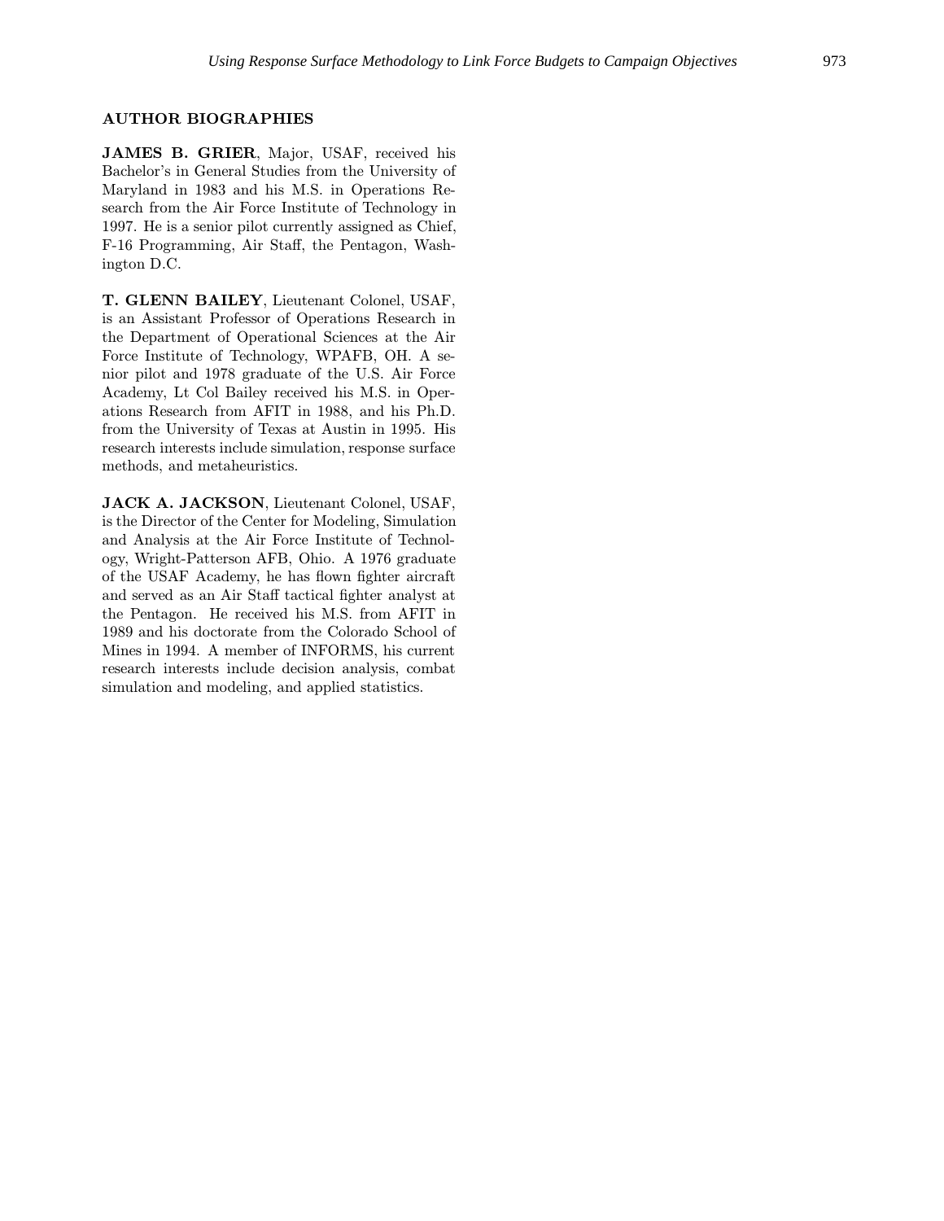## AUTHOR BIOGRAPHIES

**JAMES B. GRIER**, Major, USAF, received his Bachelor's in General Studies from the University of Maryland in 1983 and his M.S. in Operations Research from the Air Force Institute of Technology in 1997. He is a senior pilot currently assigned as Chief, F-16 Programming, Air Staff, the Pentagon, Washington D.C.

**T. GLENN BAILEY**, Lieutenant Colonel, USAF, is an Assistant Professor of Operations Research in the Department of Operational Sciences at the Air Force Institute of Technology, WPAFB, OH. A senior pilot and 1978 graduate of the U.S. Air Force Academy, Lt Col Bailey received his M.S. in Operations Research from AFIT in 1988, and his Ph.D. from the University of Texas at Austin in 1995. His research interests include simulation, response surface methods, and metaheuristics.

**JACK A. JACKSON**, Lieutenant Colonel, USAF, is the Director of the Center for Modeling, Simulation and Analysis at the Air Force Institute of Technology, Wright-Patterson AFB, Ohio. A 1976 graduate of the USAF Academy, he has flown fighter aircraft and served as an Air Staff tactical fighter analyst at the Pentagon. He received his M.S. from AFIT in 1989 and his doctorate from the Colorado School of Mines in 1994. A member of INFORMS, his current research interests include decision analysis, combat simulation and modeling, and applied statistics.